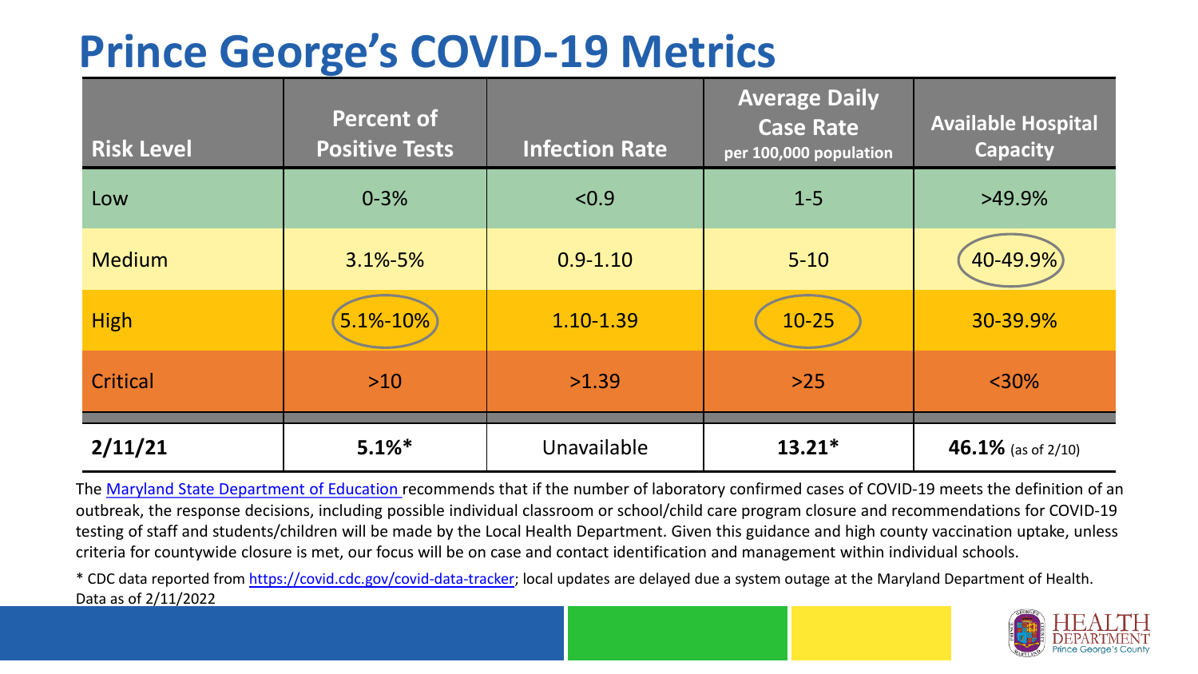# Prince George's COVID-19 Metrics

| Risk Level | Percent of Positive Tests | Infection Rate | Average Daily Case Rate per 100,000 population | Available Hospital Capacity |
|---|---|---|---|---|
| Low | 0-3% | <0.9 | 1-5 | >49.9% |
| Medium | 3.1%-5% | 0.9-1.10 | 5-10 | 40-49.9% |
| High | 5.1%-10% | 1.10-1.39 | 10-25 | 30-39.9% |
| Critical | >10 | >1.39 | >25 | <30% |
| **2/11/21** | **5.1%*** | Unavailable | **13.21*** | **46.1%** (as of 2/10) |

The Maryland State Department of Education recommends that if the number of laboratory confirmed cases of COVID-19 meets the definition of an outbreak, the response decisions, including possible individual classroom or school/child care program closure and recommendations for COVID-19 testing of staff and students/children will be made by the Local Health Department. Given this guidance and high county vaccination uptake, unless criteria for countywide closure is met, our focus will be on case and contact identification and management within individual schools.

* CDC data reported from https://covid.cdc.gov/covid-data-tracker; local updates are delayed due a system outage at the Maryland Department of Health. Data as of 2/11/2022

HEALTH DEPARTMENT Prince George's County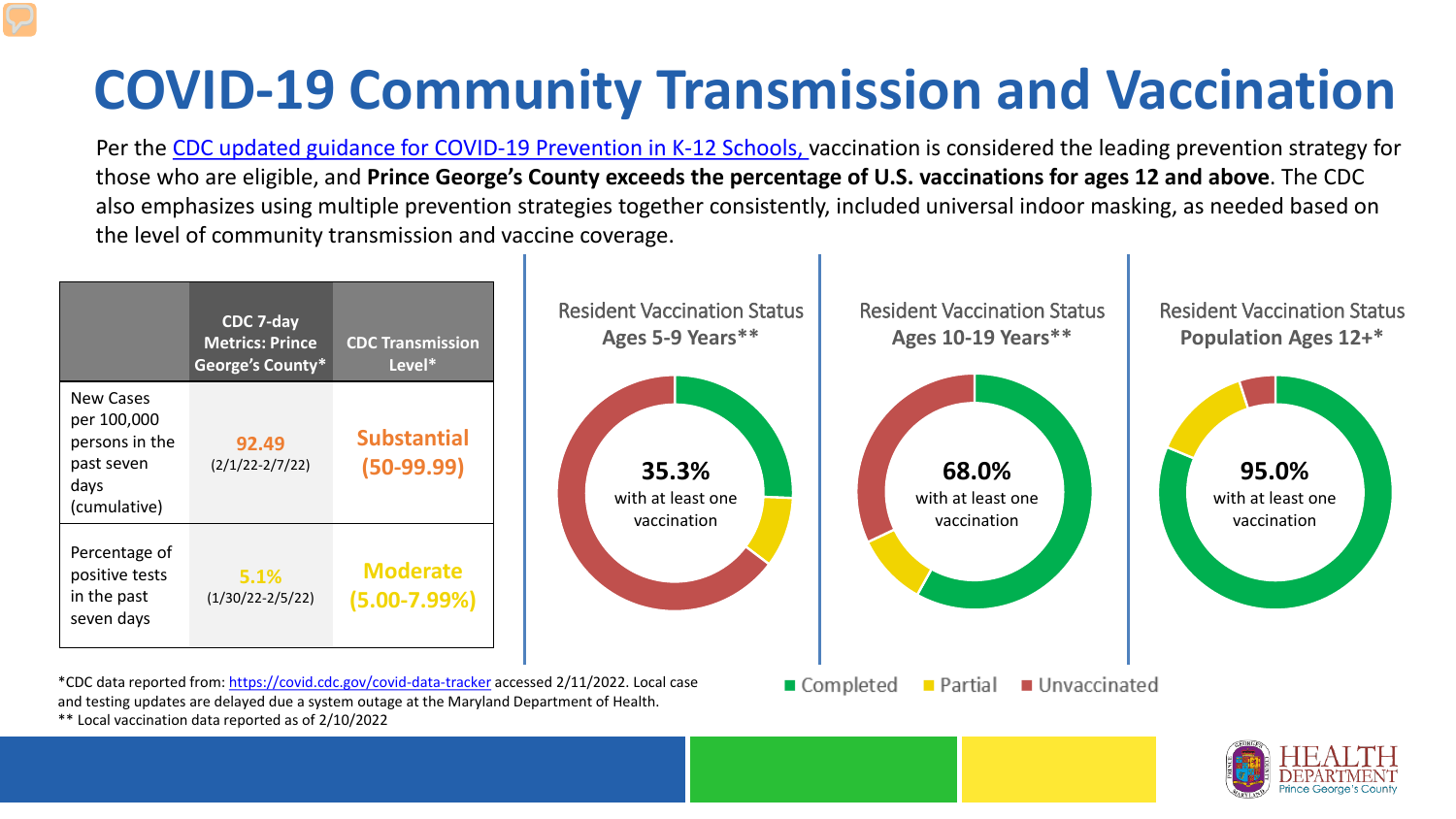# COVID-19 Community Transmission and Vaccination

Per the CDC updated guidance for COVID-19 Prevention in K-12 Schools, vaccination is considered the leading prevention strategy for those who are eligible, and **Prince George's County exceeds the percentage of U.S. vaccinations for ages 12 and above**. The CDC also emphasizes using multiple prevention strategies together consistently, included universal indoor masking, as needed based on the level of community transmission and vaccine coverage.

| | CDC 7-day Metrics: Prince George's County* | CDC Transmission Level* |
|---|---|---|
| New Cases per 100,000 persons in the past seven days (cumulative) | 92.49 (2/1/22-2/7/22) | Substantial (50-99.99) |
| Percentage of positive tests in the past seven days | 5.1% (1/30/22-2/5/22) | Moderate (5.00-7.99%) |

Resident Vaccination Status Ages 5-9 Years**

**35.3%** with at least one vaccination

Resident Vaccination Status Ages 10-19 Years**

**68.0%** with at least one vaccination

Resident Vaccination Status **Population Ages 12+***

**95.0%** with at least one vaccination

■ Completed ■ Partial ■ Unvaccinated

*CDC data reported from: https://covid.cdc.gov/covid-data-tracker accessed 2/11/2022. Local case and testing updates are delayed due a system outage at the Maryland Department of Health.

** Local vaccination data reported as of 2/10/2022

HEALTH DEPARTMENT Prince George's County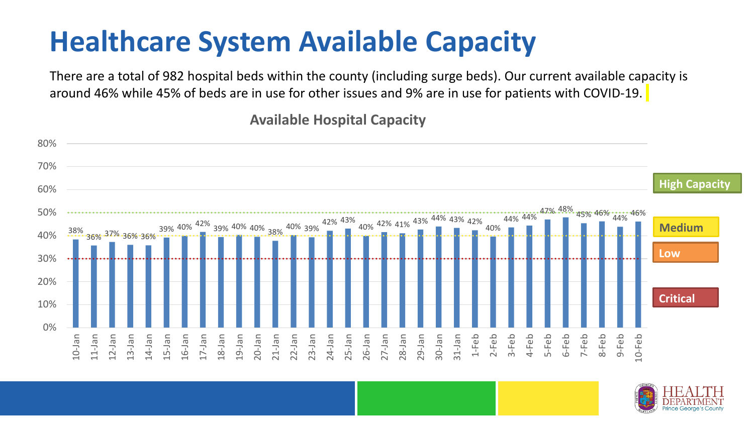# Healthcare System Available Capacity

There are a total of 982 hospital beds within the county (including surge beds). Our current available capacity is around 46% while 45% of beds are in use for other issues and 9% are in use for patients with COVID-19.

**Available Hospital Capacity**

80%
70%
60%
50%
40%
30%
20%
10%
0%

38% 36% 37% 36% 36% 39% 40% 42% 39% 40% 40% 38% 40% 39% 42% 43% 40% 42% 41% 43% 44% 43% 42% 40% 44% 44% 47% 48% 45% 46% 44% 46%

10-Jan 11-Jan 12-Jan 13-Jan 14-Jan 15-Jan 16-Jan 17-Jan 18-Jan 19-Jan 20-Jan 21-Jan 22-Jan 23-Jan 24-Jan 25-Jan 26-Jan 27-Jan 28-Jan 29-Jan 30-Jan 31-Jan 1-Feb 2-Feb 3-Feb 4-Feb 5-Feb 6-Feb 7-Feb 8-Feb 9-Feb 10-Feb

High Capacity

Medium

Low

Critical